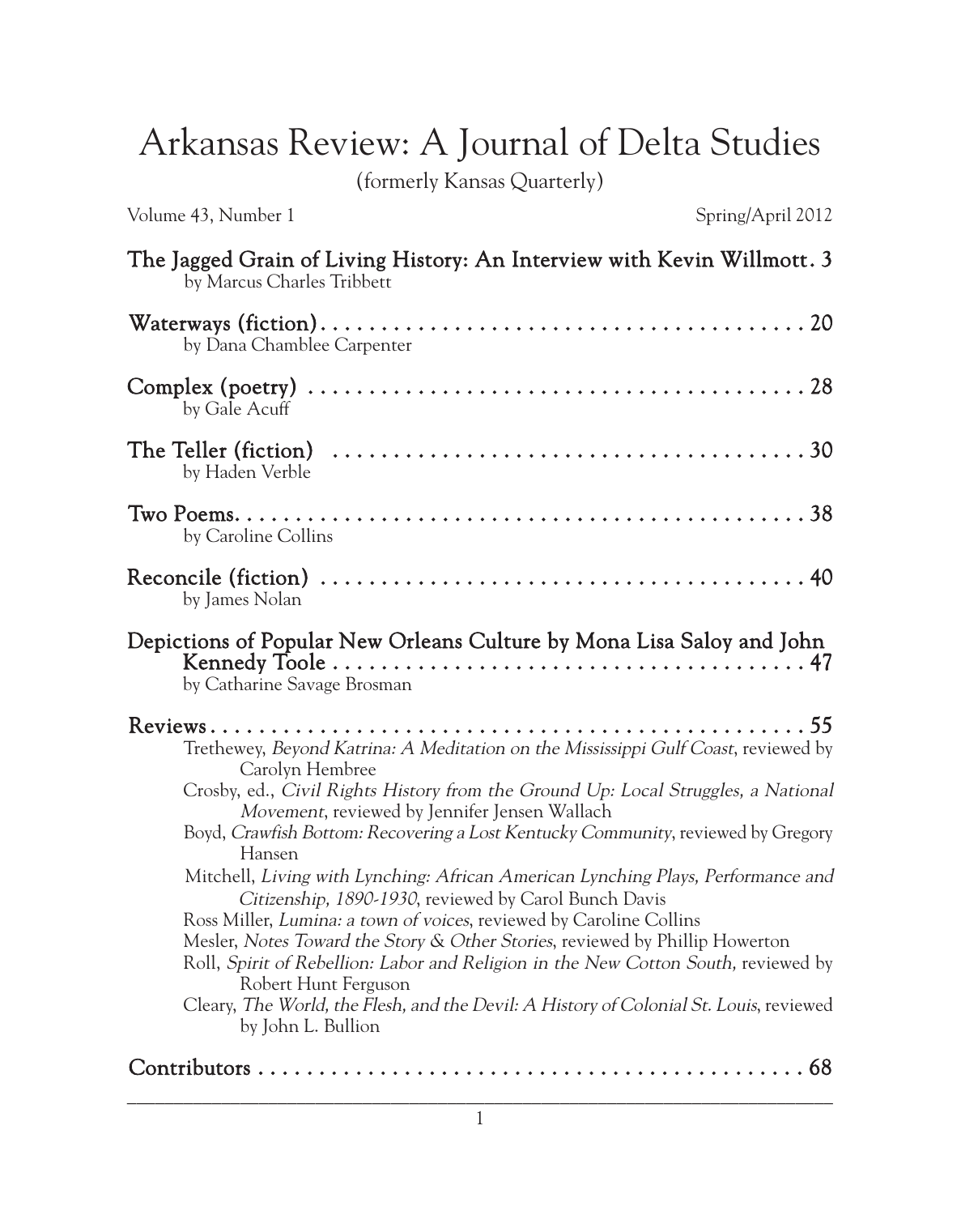# Arkansas Review: A Journal of Delta Studies

(formerly Kansas Quarterly)

Volume 43, Number 1 Spring/April 2012

**The Jagged Grain of Living History: An Interview with Kevin Willmott. 3**
by Marcus Charles Tribbett

**Waterways (fiction) . . . . . . . . . . . . . . . . . . . . . . . . . . . . . . . . . . . . . . . . . 20**
by Dana Chamblee Carpenter

**Complex (poetry) . . . . . . . . . . . . . . . . . . . . . . . . . . . . . . . . . . . . . . . . . . 28**
by Gale Acuff

**The Teller (fiction) . . . . . . . . . . . . . . . . . . . . . . . . . . . . . . . . . . . . . . . . . 30**
by Haden Verble

**Two Poems. . . . . . . . . . . . . . . . . . . . . . . . . . . . . . . . . . . . . . . . . . . . . . . 38**
by Caroline Collins

**Reconcile (fiction) . . . . . . . . . . . . . . . . . . . . . . . . . . . . . . . . . . . . . . . . . 40**
by James Nolan

**Depictions of Popular New Orleans Culture by Mona Lisa Saloy and John Kennedy Toole . . . . . . . . . . . . . . . . . . . . . . . . . . . . . . . . . . . . . . . 47**
by Catharine Savage Brosman

**Reviews . . . . . . . . . . . . . . . . . . . . . . . . . . . . . . . . . . . . . . . . . . . . . . . . . 55**

Trethewey, *Beyond Katrina: A Meditation on the Mississippi Gulf Coast*, reviewed by Carolyn Hembree

Crosby, ed., *Civil Rights History from the Ground Up: Local Struggles, a National Movement*, reviewed by Jennifer Jensen Wallach

Boyd, *Crawfish Bottom: Recovering a Lost Kentucky Community*, reviewed by Gregory Hansen

Mitchell, *Living with Lynching: African American Lynching Plays, Performance and Citizenship, 1890-1930*, reviewed by Carol Bunch Davis

Ross Miller, *Lumina: a town of voices*, reviewed by Caroline Collins

Mesler, *Notes Toward the Story & Other Stories*, reviewed by Phillip Howerton

Roll, *Spirit of Rebellion: Labor and Religion in the New Cotton South,* reviewed by Robert Hunt Ferguson

Cleary, *The World, the Flesh, and the Devil: A History of Colonial St. Louis*, reviewed by John L. Bullion

**Contributors . . . . . . . . . . . . . . . . . . . . . . . . . . . . . . . . . . . . . . . . . . . . . 68**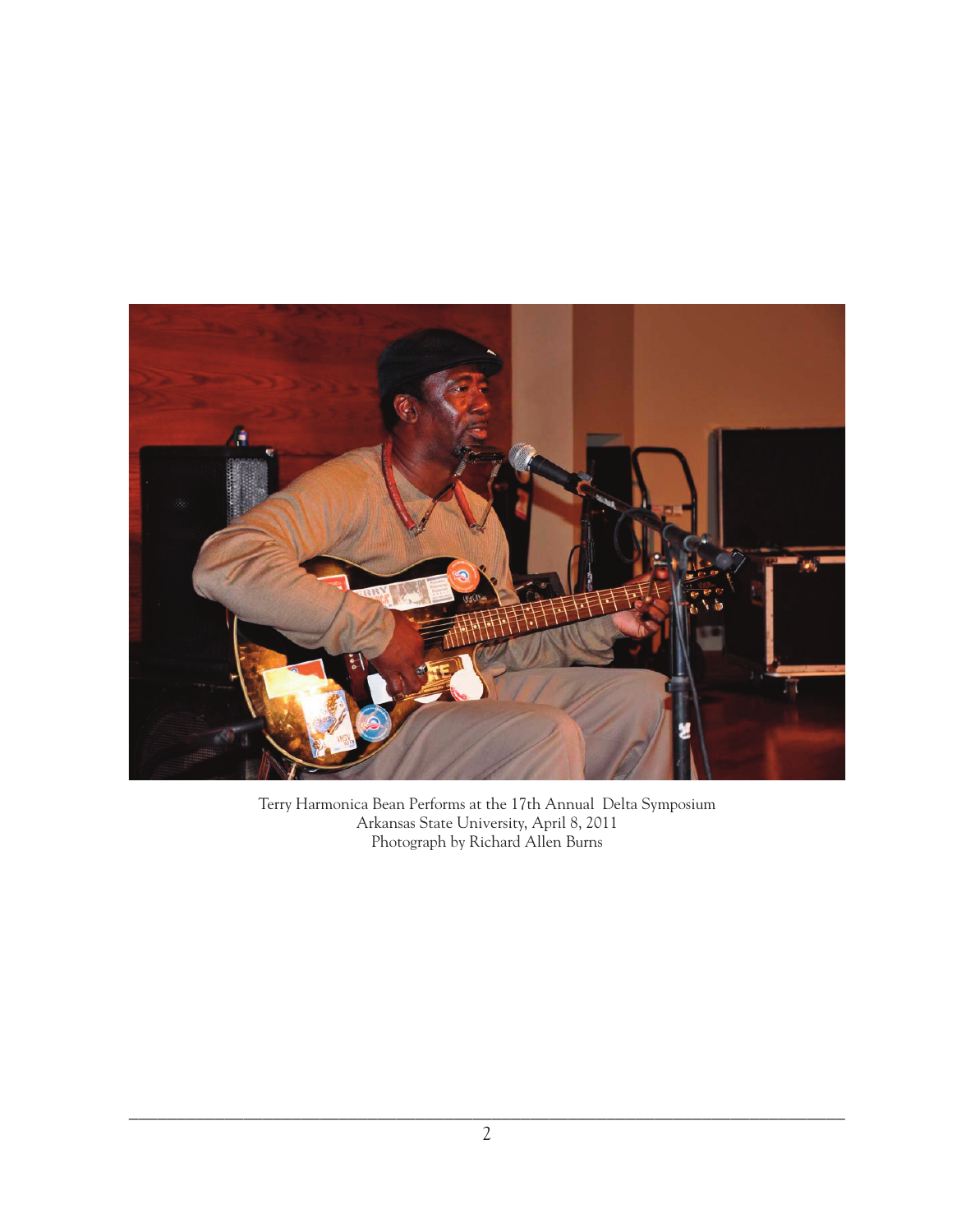Terry Harmonica Bean Performs at the 17th Annual Delta Symposium
Arkansas State University, April 8, 2011
Photograph by Richard Allen Burns